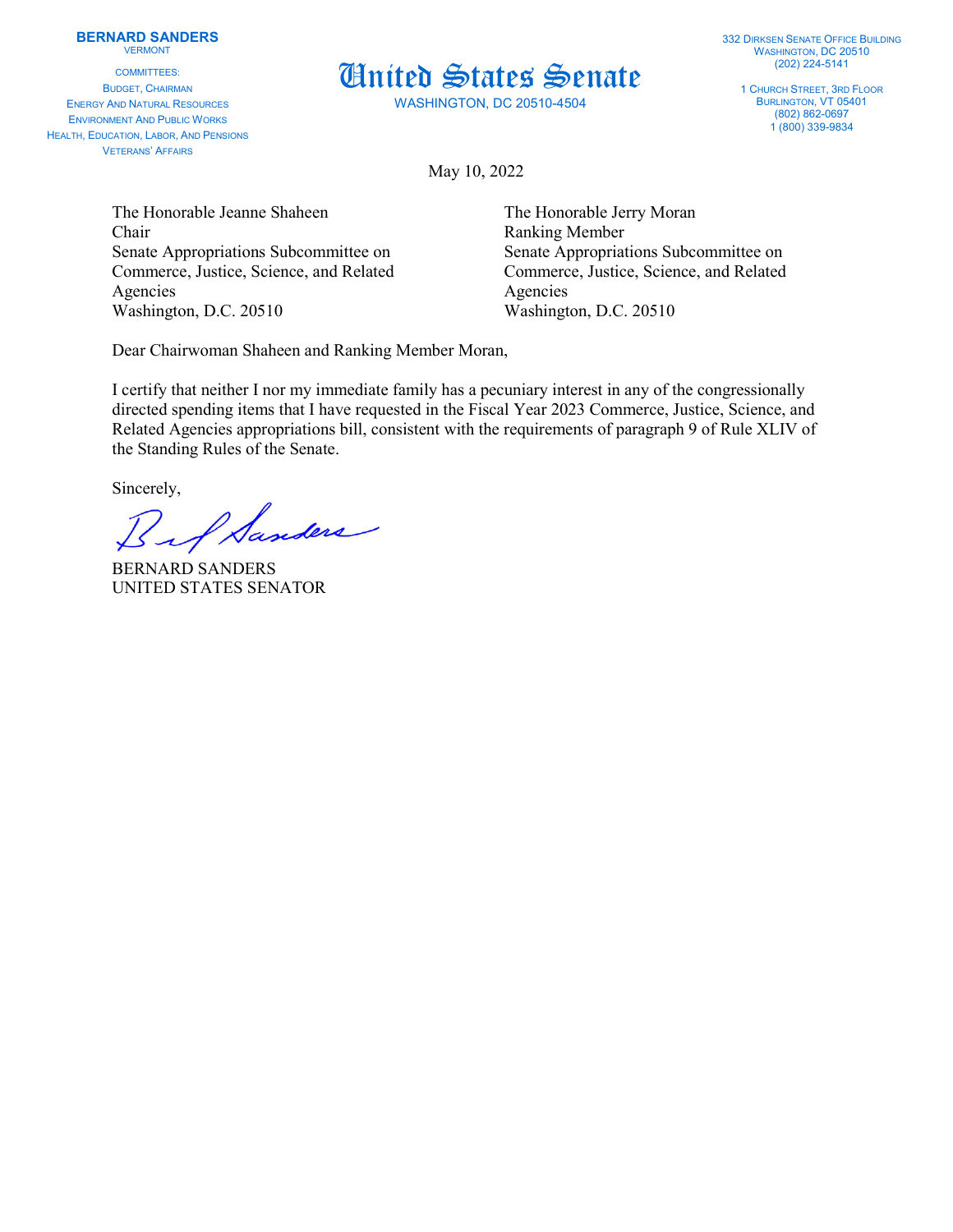**BERNARD SANDERS**
VERMONT

COMMITTEES:
BUDGET, CHAIRMAN
ENERGY AND NATURAL RESOURCES
ENVIRONMENT AND PUBLIC WORKS
HEALTH, EDUCATION, LABOR, AND PENSIONS
VETERANS' AFFAIRS

# United States Senate

WASHINGTON, DC 20510-4504

332 DIRKSEN SENATE OFFICE BUILDING
WASHINGTON, DC 20510
(202) 224-5141

1 CHURCH STREET, 3RD FLOOR
BURLINGTON, VT 05401
(802) 862-0697
1 (800) 339-9834

May 10, 2022

The Honorable Jeanne Shaheen
Chair
Senate Appropriations Subcommittee on
Commerce, Justice, Science, and Related
Agencies
Washington, D.C. 20510

The Honorable Jerry Moran
Ranking Member
Senate Appropriations Subcommittee on
Commerce, Justice, Science, and Related
Agencies
Washington, D.C. 20510

Dear Chairwoman Shaheen and Ranking Member Moran,

I certify that neither I nor my immediate family has a pecuniary interest in any of the congressionally directed spending items that I have requested in the Fiscal Year 2023 Commerce, Justice, Science, and Related Agencies appropriations bill, consistent with the requirements of paragraph 9 of Rule XLIV of the Standing Rules of the Senate.

Sincerely,

BERNARD SANDERS
UNITED STATES SENATOR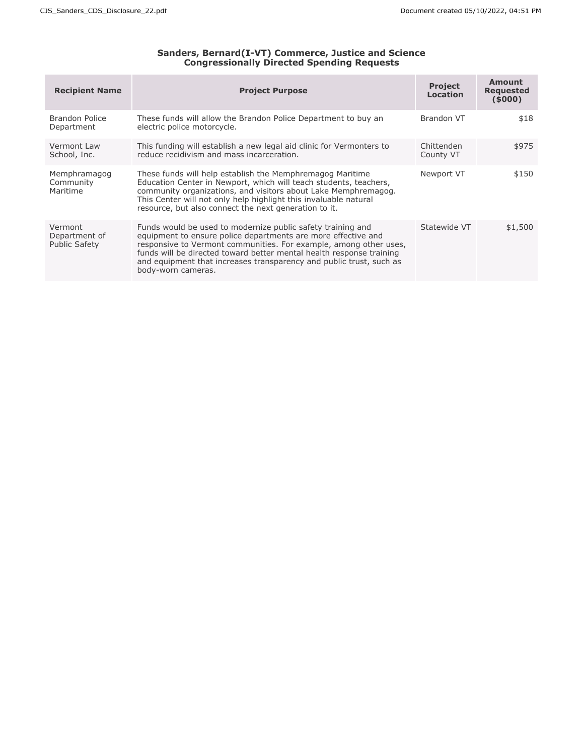**Sanders, Bernard(I-VT) Commerce, Justice and Science Congressionally Directed Spending Requests**

| Recipient Name | Project Purpose | Project Location | Amount Requested ($000) |
|---|---|---|---|
| Brandon Police Department | These funds will allow the Brandon Police Department to buy an electric police motorcycle. | Brandon VT | $18 |
| Vermont Law School, Inc. | This funding will establish a new legal aid clinic for Vermonters to reduce recidivism and mass incarceration. | Chittenden County VT | $975 |
| Memphramagog Community Maritime | These funds will help establish the Memphremagog Maritime Education Center in Newport, which will teach students, teachers, community organizations, and visitors about Lake Memphremagog. This Center will not only help highlight this invaluable natural resource, but also connect the next generation to it. | Newport VT | $150 |
| Vermont Department of Public Safety | Funds would be used to modernize public safety training and equipment to ensure police departments are more effective and responsive to Vermont communities. For example, among other uses, funds will be directed toward better mental health response training and equipment that increases transparency and public trust, such as body-worn cameras. | Statewide VT | $1,500 |